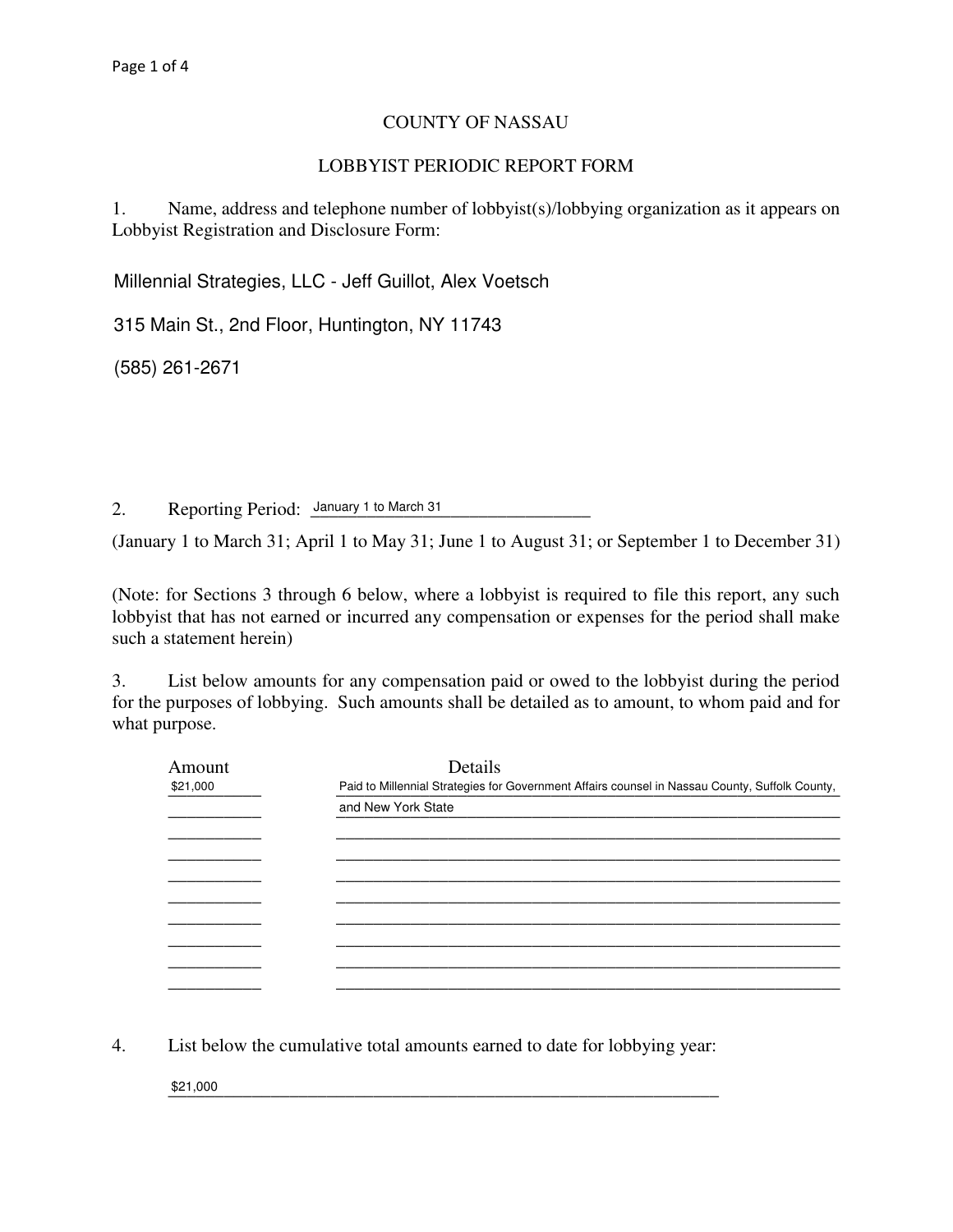# COUNTY OF NASSAU

## LOBBYIST PERIODIC REPORT FORM

1. Name, address and telephone number of lobbyist(s)/lobbying organization as it appears on Lobbyist Registration and Disclosure Form:

Millennial Strategies, LLC - Jeff Guillot, Alex Voetsch

315 Main St., 2nd Floor, Huntington, NY 11743

(585) 261-2671

2. Reporting Period: January 1 to March 31

(January 1 to March 31; April 1 to May 31; June 1 to August 31; or September 1 to December 31)

(Note: for Sections 3 through 6 below, where a lobbyist is required to file this report, any such lobbyist that has not earned or incurred any compensation or expenses for the period shall make such a statement herein)

3. List below amounts for any compensation paid or owed to the lobbyist during the period for the purposes of lobbying. Such amounts shall be detailed as to amount, to whom paid and for what purpose.

| Amount | Details |
|---|---|
| $21,000 | Paid to Millennial Strategies for Government Affairs counsel in Nassau County, Suffolk County, and New York State |

4. List below the cumulative total amounts earned to date for lobbying year:

$21,000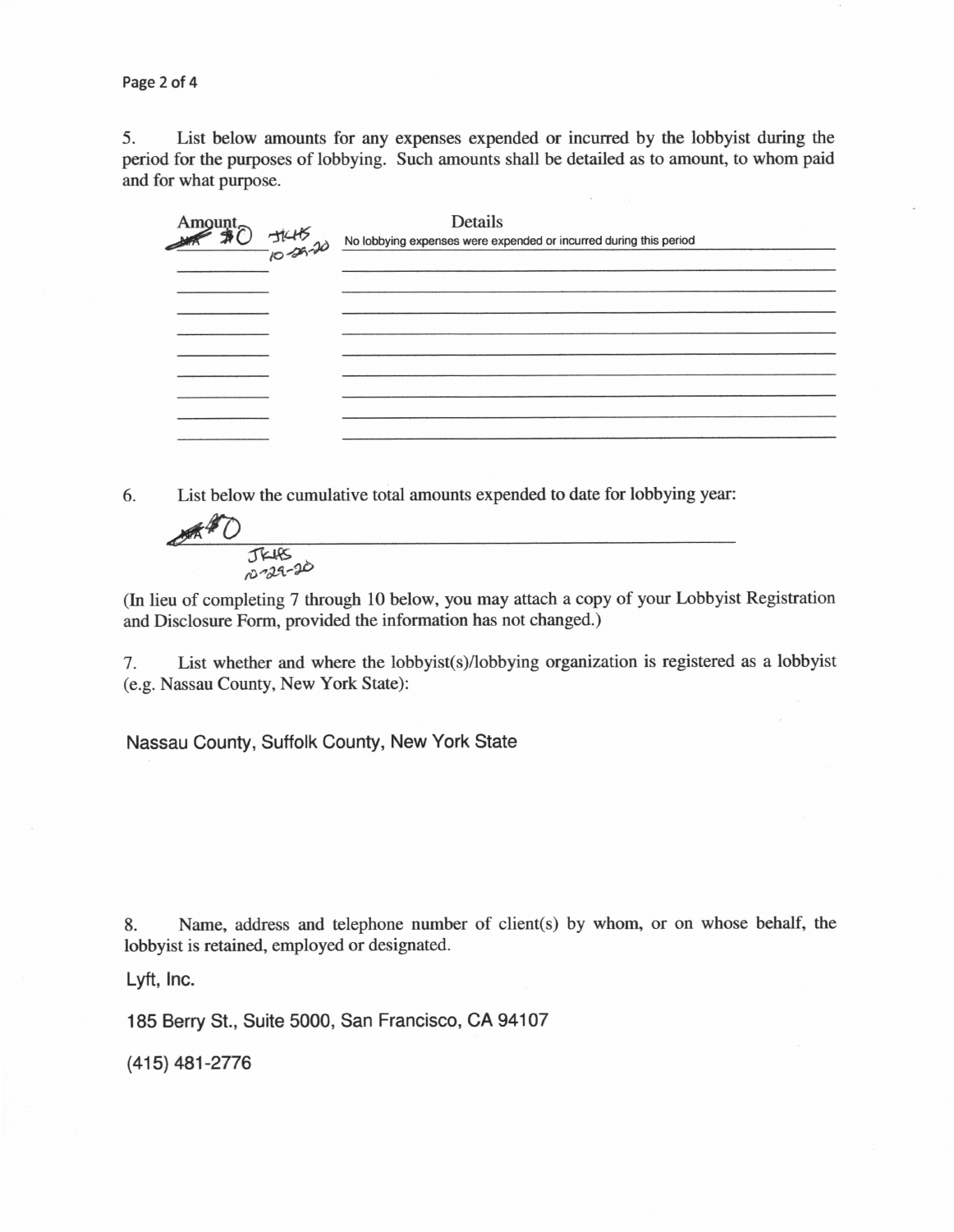5. List below amounts for any expenses expended or incurred by the lobbyist during the period for the purposes of lobbying. Such amounts shall be detailed as to amount, to whom paid and for what purpose.

| Amount | Details |
| --- | --- |
| ~~NA~~ $0 JKHS 10-29-20 | No lobbying expenses were expended or incurred during this period |
| | |
| | |
| | |
| | |
| | |
| | |
| | |
| | |
| | |

6. List below the cumulative total amounts expended to date for lobbying year:

~~NA~~ $0
JKHS
10-29-20

(In lieu of completing 7 through 10 below, you may attach a copy of your Lobbyist Registration and Disclosure Form, provided the information has not changed.)

7. List whether and where the lobbyist(s)/lobbying organization is registered as a lobbyist (e.g. Nassau County, New York State):

Nassau County, Suffolk County, New York State

8. Name, address and telephone number of client(s) by whom, or on whose behalf, the lobbyist is retained, employed or designated.

Lyft, Inc.

185 Berry St., Suite 5000, San Francisco, CA 94107

(415) 481-2776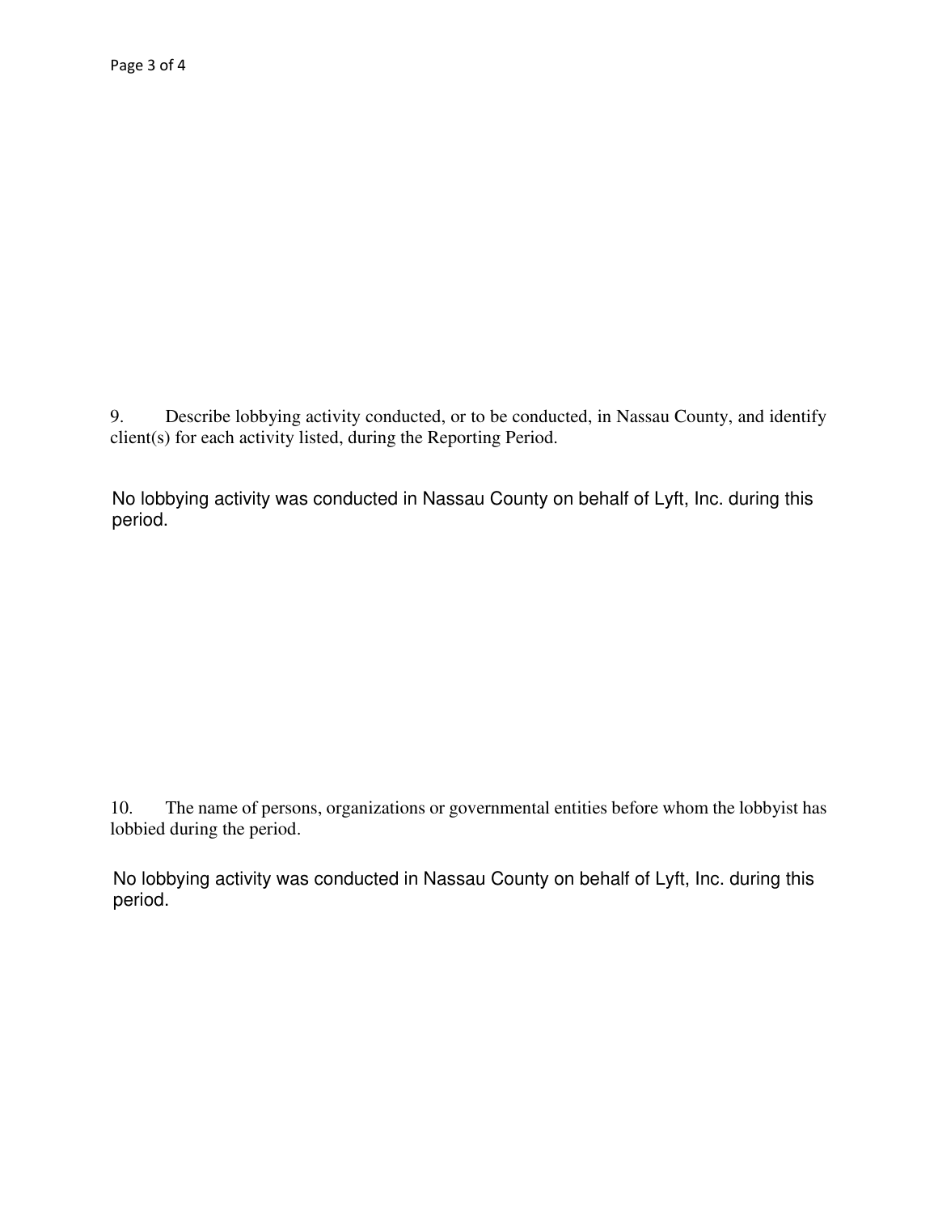9. Describe lobbying activity conducted, or to be conducted, in Nassau County, and identify client(s) for each activity listed, during the Reporting Period.

No lobbying activity was conducted in Nassau County on behalf of Lyft, Inc. during this period.

10. The name of persons, organizations or governmental entities before whom the lobbyist has lobbied during the period.

No lobbying activity was conducted in Nassau County on behalf of Lyft, Inc. during this period.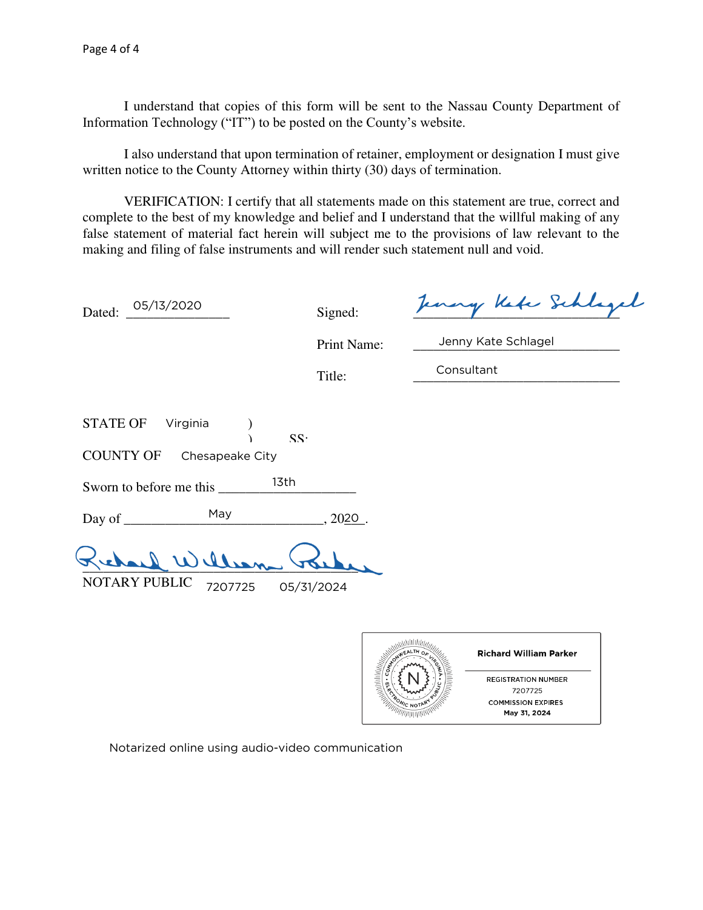I understand that copies of this form will be sent to the Nassau County Department of Information Technology ("IT") to be posted on the County's website.

I also understand that upon termination of retainer, employment or designation I must give written notice to the County Attorney within thirty (30) days of termination.

VERIFICATION: I certify that all statements made on this statement are true, correct and complete to the best of my knowledge and belief and I understand that the willful making of any false statement of material fact herein will subject me to the provisions of law relevant to the making and filing of false instruments and will render such statement null and void.

Dated: 05/13/2020

Signed: *Jenny Kate Schlagel*

Print Name: Jenny Kate Schlagel

Title: Consultant

STATE OF Virginia )
) SS:
COUNTY OF Chesapeake City

Sworn to before me this 13th

Day of May, 2020.

*Richard William Parker*

NOTARY PUBLIC 7207725 05/31/2024

COMMONWEALTH OF VIRGINIA ELECTRONIC NOTARY PUBLIC

Richard William Parker

REGISTRATION NUMBER
7207725
COMMISSION EXPIRES
May 31, 2024

Notarized online using audio-video communication